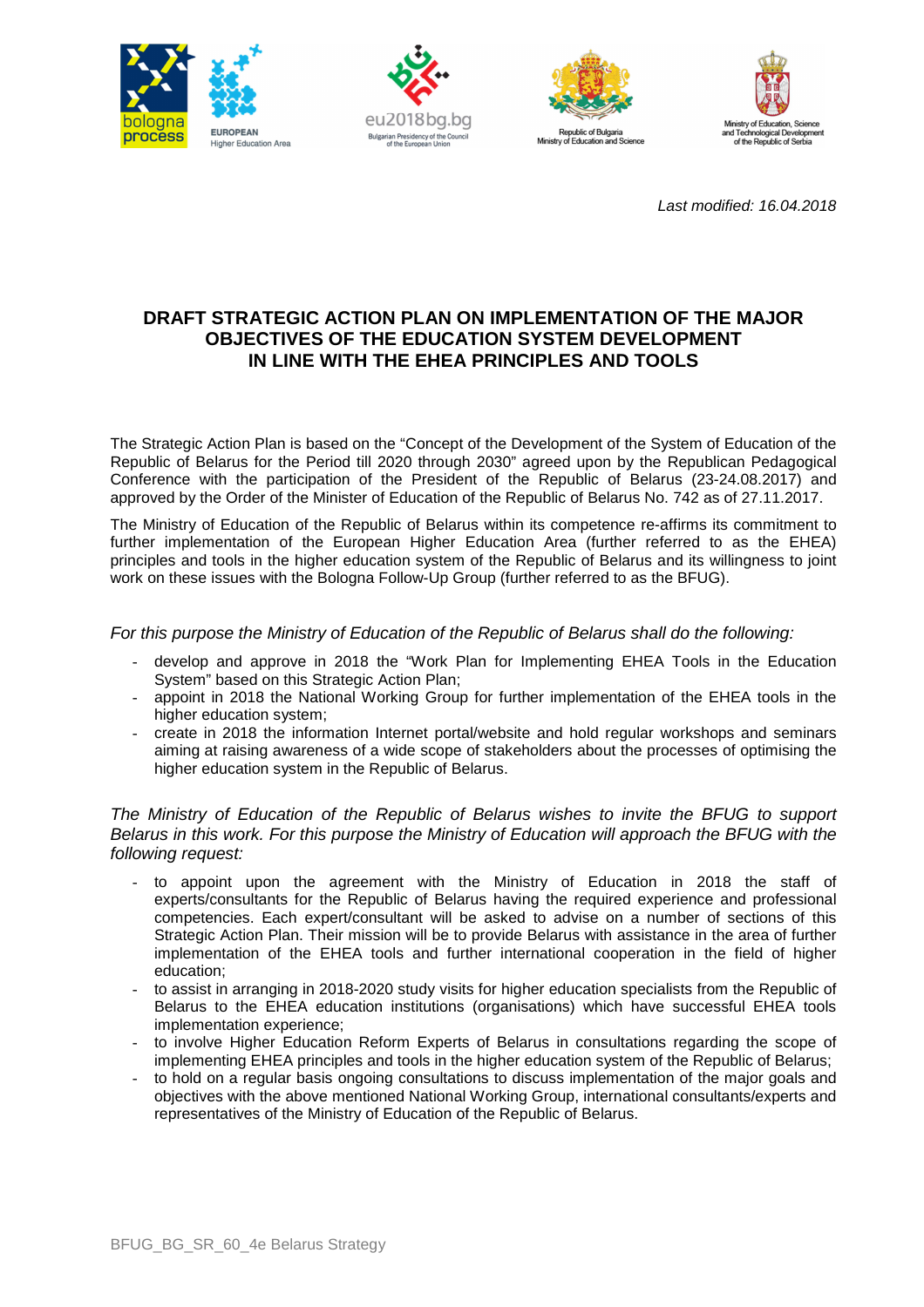*Last modified: 16.04.2018*

# DRAFT STRATEGIC ACTION PLAN ON IMPLEMENTATION OF THE MAJOR OBJECTIVES OF THE EDUCATION SYSTEM DEVELOPMENT IN LINE WITH THE EHEA PRINCIPLES AND TOOLS

The Strategic Action Plan is based on the "Concept of the Development of the System of Education of the Republic of Belarus for the Period till 2020 through 2030" agreed upon by the Republican Pedagogical Conference with the participation of the President of the Republic of Belarus (23-24.08.2017) and approved by the Order of the Minister of Education of the Republic of Belarus No. 742 as of 27.11.2017.

The Ministry of Education of the Republic of Belarus within its competence re-affirms its commitment to further implementation of the European Higher Education Area (further referred to as the EHEA) principles and tools in the higher education system of the Republic of Belarus and its willingness to joint work on these issues with the Bologna Follow-Up Group (further referred to as the BFUG).

*For this purpose the Ministry of Education of the Republic of Belarus shall do the following:*

- develop and approve in 2018 the "Work Plan for Implementing EHEA Tools in the Education System" based on this Strategic Action Plan;
- appoint in 2018 the National Working Group for further implementation of the EHEA tools in the higher education system;
- create in 2018 the information Internet portal/website and hold regular workshops and seminars aiming at raising awareness of a wide scope of stakeholders about the processes of optimising the higher education system in the Republic of Belarus.

*The Ministry of Education of the Republic of Belarus wishes to invite the BFUG to support Belarus in this work. For this purpose the Ministry of Education will approach the BFUG with the following request:*

- to appoint upon the agreement with the Ministry of Education in 2018 the staff of experts/consultants for the Republic of Belarus having the required experience and professional competencies. Each expert/consultant will be asked to advise on a number of sections of this Strategic Action Plan. Their mission will be to provide Belarus with assistance in the area of further implementation of the EHEA tools and further international cooperation in the field of higher education;
- to assist in arranging in 2018-2020 study visits for higher education specialists from the Republic of Belarus to the EHEA education institutions (organisations) which have successful EHEA tools implementation experience;
- to involve Higher Education Reform Experts of Belarus in consultations regarding the scope of implementing EHEA principles and tools in the higher education system of the Republic of Belarus;
- to hold on a regular basis ongoing consultations to discuss implementation of the major goals and objectives with the above mentioned National Working Group, international consultants/experts and representatives of the Ministry of Education of the Republic of Belarus.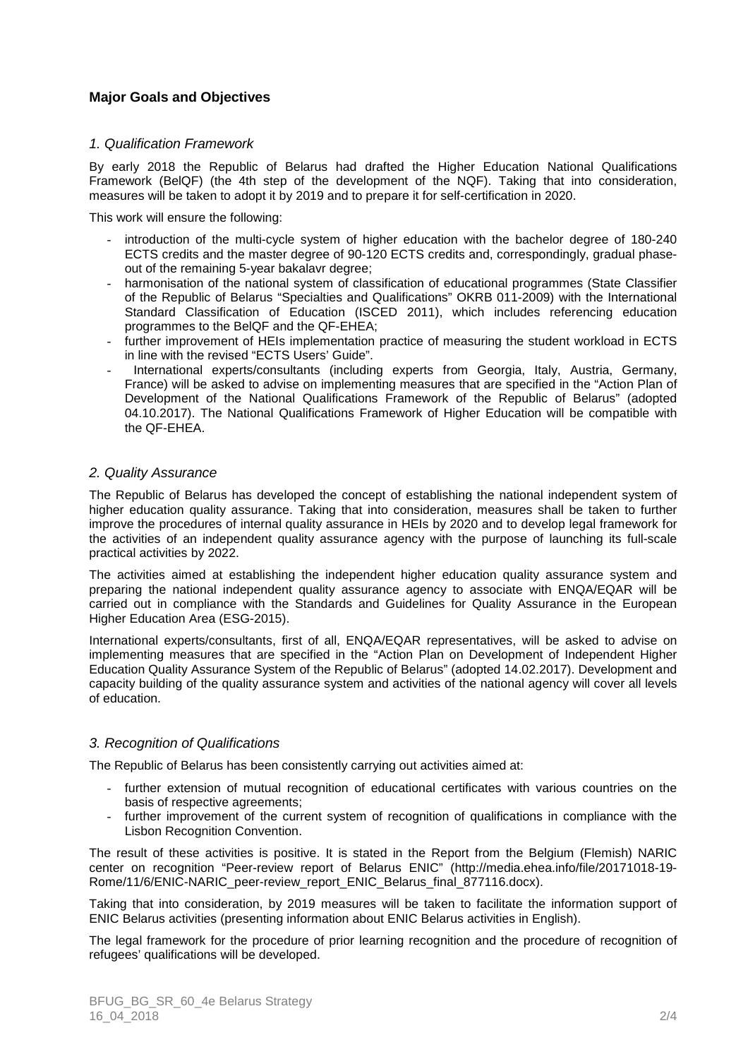### **Major Goals and Objectives**

*1. Qualification Framework*

By early 2018 the Republic of Belarus had drafted the Higher Education National Qualifications Framework (BelQF) (the 4th step of the development of the NQF). Taking that into consideration, measures will be taken to adopt it by 2019 and to prepare it for self-certification in 2020.

This work will ensure the following:

- introduction of the multi-cycle system of higher education with the bachelor degree of 180-240 ECTS credits and the master degree of 90-120 ECTS credits and, correspondingly, gradual phase-out of the remaining 5-year bakalavr degree;
- harmonisation of the national system of classification of educational programmes (State Classifier of the Republic of Belarus "Specialties and Qualifications" OKRB 011-2009) with the International Standard Classification of Education (ISCED 2011), which includes referencing education programmes to the BelQF and the QF-EHEA;
- further improvement of HEIs implementation practice of measuring the student workload in ECTS in line with the revised "ECTS Users' Guide".
- International experts/consultants (including experts from Georgia, Italy, Austria, Germany, France) will be asked to advise on implementing measures that are specified in the "Action Plan of Development of the National Qualifications Framework of the Republic of Belarus" (adopted 04.10.2017). The National Qualifications Framework of Higher Education will be compatible with the QF-EHEA.

*2. Quality Assurance*

The Republic of Belarus has developed the concept of establishing the national independent system of higher education quality assurance. Taking that into consideration, measures shall be taken to further improve the procedures of internal quality assurance in HEIs by 2020 and to develop legal framework for the activities of an independent quality assurance agency with the purpose of launching its full-scale practical activities by 2022.

The activities aimed at establishing the independent higher education quality assurance system and preparing the national independent quality assurance agency to associate with ENQA/EQAR will be carried out in compliance with the Standards and Guidelines for Quality Assurance in the European Higher Education Area (ESG-2015).

International experts/consultants, first of all, ENQA/EQAR representatives, will be asked to advise on implementing measures that are specified in the "Action Plan on Development of Independent Higher Education Quality Assurance System of the Republic of Belarus" (adopted 14.02.2017). Development and capacity building of the quality assurance system and activities of the national agency will cover all levels of education.

*3. Recognition of Qualifications*

The Republic of Belarus has been consistently carrying out activities aimed at:

- further extension of mutual recognition of educational certificates with various countries on the basis of respective agreements;
- further improvement of the current system of recognition of qualifications in compliance with the Lisbon Recognition Convention.

The result of these activities is positive. It is stated in the Report from the Belgium (Flemish) NARIC center on recognition "Peer-review report of Belarus ENIC" (http://media.ehea.info/file/20171018-19-Rome/11/6/ENIC-NARIC_peer-review_report_ENIC_Belarus_final_877116.docx).

Taking that into consideration, by 2019 measures will be taken to facilitate the information support of ENIC Belarus activities (presenting information about ENIC Belarus activities in English).

The legal framework for the procedure of prior learning recognition and the procedure of recognition of refugees' qualifications will be developed.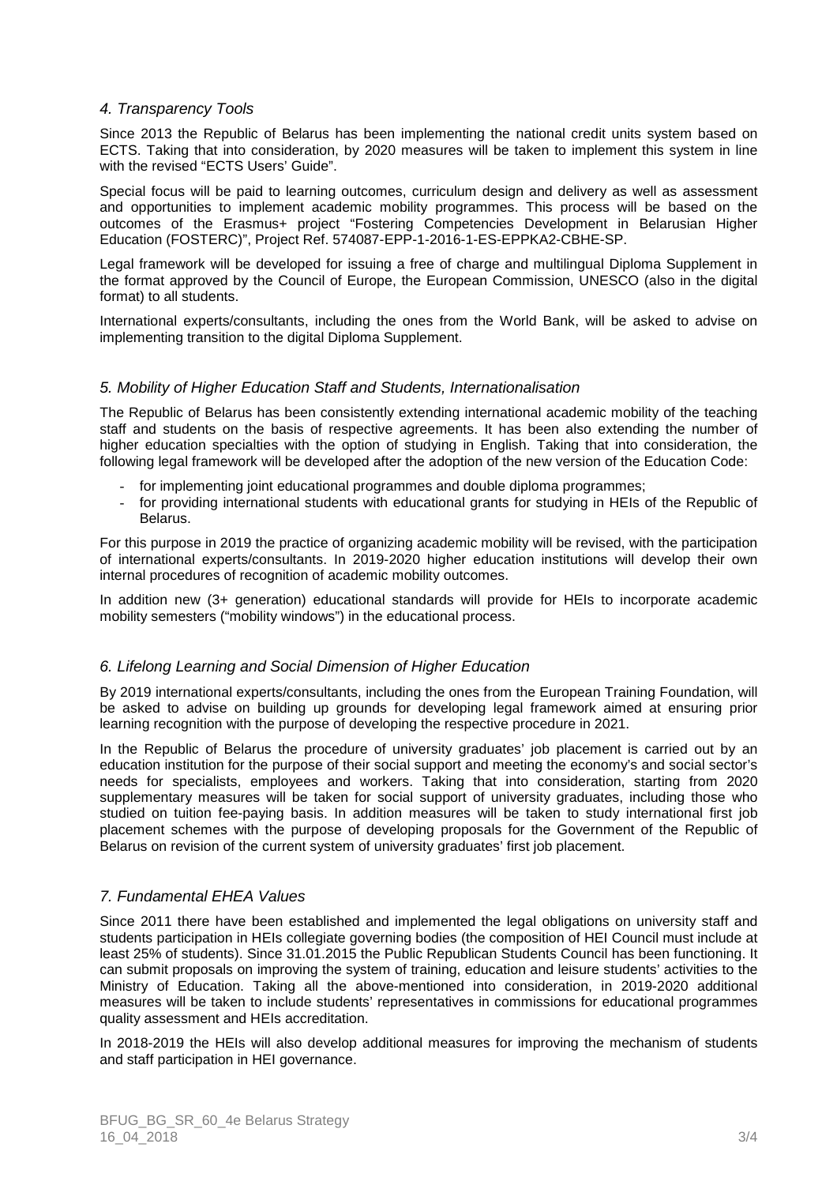### *4. Transparency Tools*

Since 2013 the Republic of Belarus has been implementing the national credit units system based on ECTS. Taking that into consideration, by 2020 measures will be taken to implement this system in line with the revised "ECTS Users' Guide".

Special focus will be paid to learning outcomes, curriculum design and delivery as well as assessment and opportunities to implement academic mobility programmes. This process will be based on the outcomes of the Erasmus+ project "Fostering Competencies Development in Belarusian Higher Education (FOSTERC)", Project Ref. 574087-EPP-1-2016-1-ES-EPPKA2-CBHE-SP.

Legal framework will be developed for issuing a free of charge and multilingual Diploma Supplement in the format approved by the Council of Europe, the European Commission, UNESCO (also in the digital format) to all students.

International experts/consultants, including the ones from the World Bank, will be asked to advise on implementing transition to the digital Diploma Supplement.

### *5. Mobility of Higher Education Staff and Students, Internationalisation*

The Republic of Belarus has been consistently extending international academic mobility of the teaching staff and students on the basis of respective agreements. It has been also extending the number of higher education specialties with the option of studying in English. Taking that into consideration, the following legal framework will be developed after the adoption of the new version of the Education Code:

- for implementing joint educational programmes and double diploma programmes;
- for providing international students with educational grants for studying in HEIs of the Republic of Belarus.

For this purpose in 2019 the practice of organizing academic mobility will be revised, with the participation of international experts/consultants. In 2019-2020 higher education institutions will develop their own internal procedures of recognition of academic mobility outcomes.

In addition new (3+ generation) educational standards will provide for HEIs to incorporate academic mobility semesters ("mobility windows") in the educational process.

### *6. Lifelong Learning and Social Dimension of Higher Education*

By 2019 international experts/consultants, including the ones from the European Training Foundation, will be asked to advise on building up grounds for developing legal framework aimed at ensuring prior learning recognition with the purpose of developing the respective procedure in 2021.

In the Republic of Belarus the procedure of university graduates' job placement is carried out by an education institution for the purpose of their social support and meeting the economy's and social sector's needs for specialists, employees and workers. Taking that into consideration, starting from 2020 supplementary measures will be taken for social support of university graduates, including those who studied on tuition fee-paying basis. In addition measures will be taken to study international first job placement schemes with the purpose of developing proposals for the Government of the Republic of Belarus on revision of the current system of university graduates' first job placement.

### *7. Fundamental EHEA Values*

Since 2011 there have been established and implemented the legal obligations on university staff and students participation in HEIs collegiate governing bodies (the composition of HEI Council must include at least 25% of students). Since 31.01.2015 the Public Republican Students Council has been functioning. It can submit proposals on improving the system of training, education and leisure students' activities to the Ministry of Education. Taking all the above-mentioned into consideration, in 2019-2020 additional measures will be taken to include students' representatives in commissions for educational programmes quality assessment and HEIs accreditation.

In 2018-2019 the HEIs will also develop additional measures for improving the mechanism of students and staff participation in HEI governance.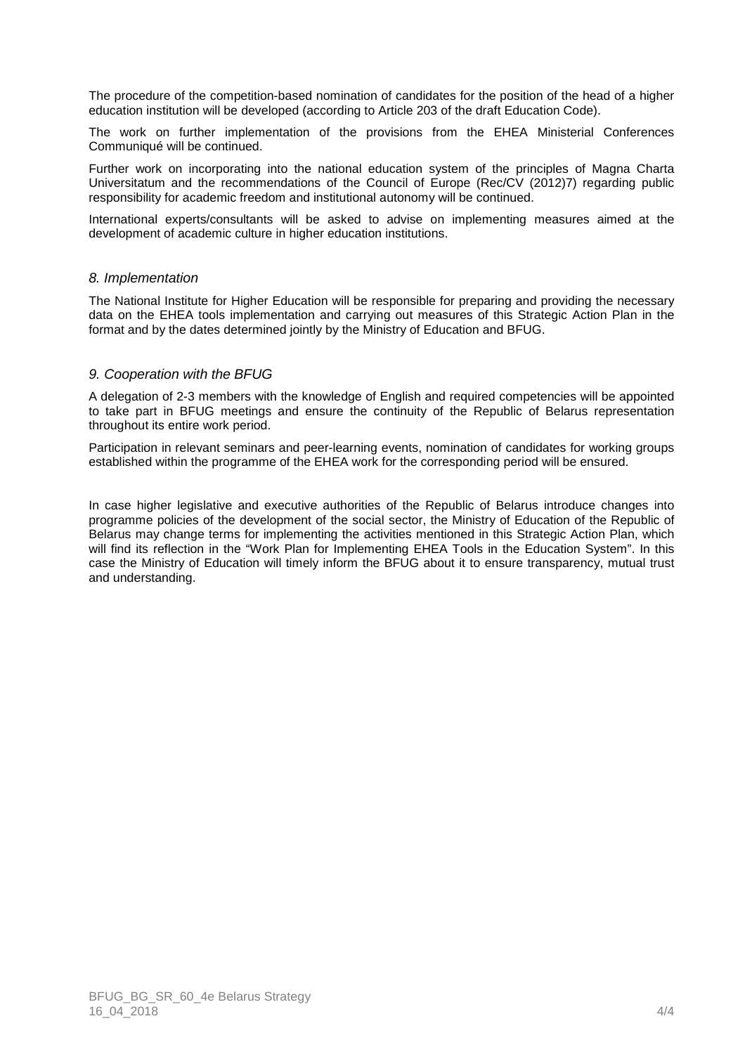The procedure of the competition-based nomination of candidates for the position of the head of a higher education institution will be developed (according to Article 203 of the draft Education Code).

The work on further implementation of the provisions from the EHEA Ministerial Conferences Communiqué will be continued.

Further work on incorporating into the national education system of the principles of Magna Charta Universitatum and the recommendations of the Council of Europe (Rec/CV (2012)7) regarding public responsibility for academic freedom and institutional autonomy will be continued.

International experts/consultants will be asked to advise on implementing measures aimed at the development of academic culture in higher education institutions.

### *8. Implementation*

The National Institute for Higher Education will be responsible for preparing and providing the necessary data on the EHEA tools implementation and carrying out measures of this Strategic Action Plan in the format and by the dates determined jointly by the Ministry of Education and BFUG.

### *9. Cooperation with the BFUG*

A delegation of 2-3 members with the knowledge of English and required competencies will be appointed to take part in BFUG meetings and ensure the continuity of the Republic of Belarus representation throughout its entire work period.

Participation in relevant seminars and peer-learning events, nomination of candidates for working groups established within the programme of the EHEA work for the corresponding period will be ensured.

In case higher legislative and executive authorities of the Republic of Belarus introduce changes into programme policies of the development of the social sector, the Ministry of Education of the Republic of Belarus may change terms for implementing the activities mentioned in this Strategic Action Plan, which will find its reflection in the "Work Plan for Implementing EHEA Tools in the Education System". In this case the Ministry of Education will timely inform the BFUG about it to ensure transparency, mutual trust and understanding.